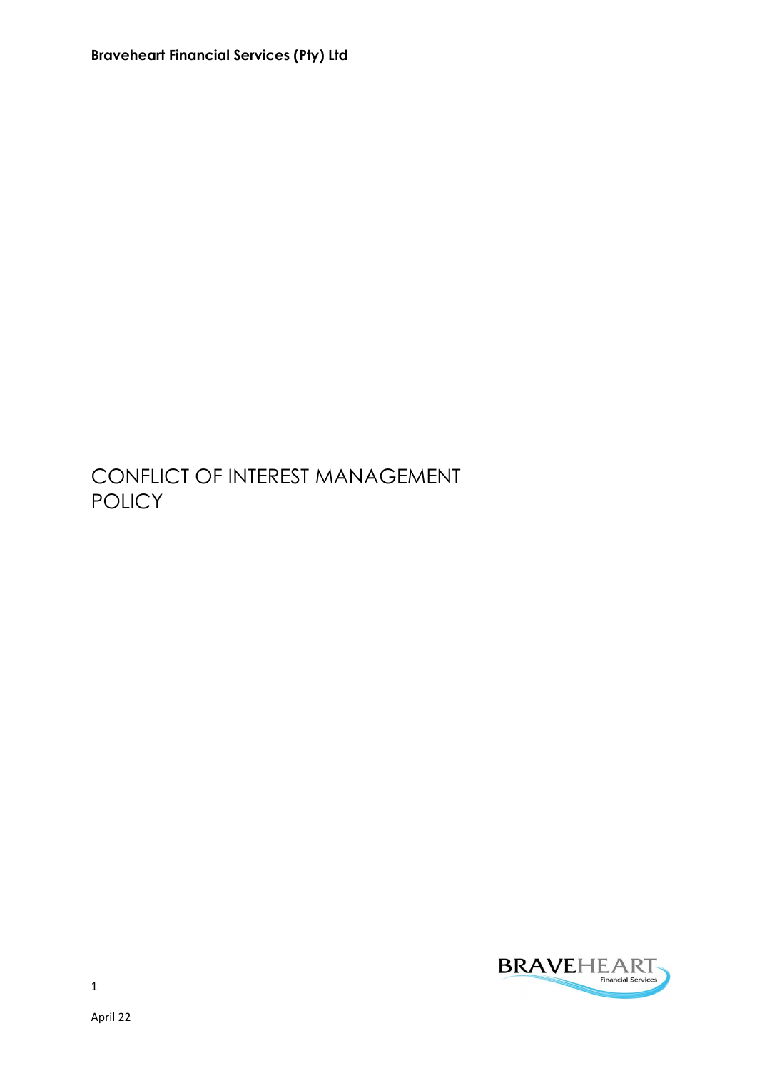**Braveheart Financial Services (Pty) Ltd**

# CONFLICT OF INTEREST MANAGEMENT POLICY

April 22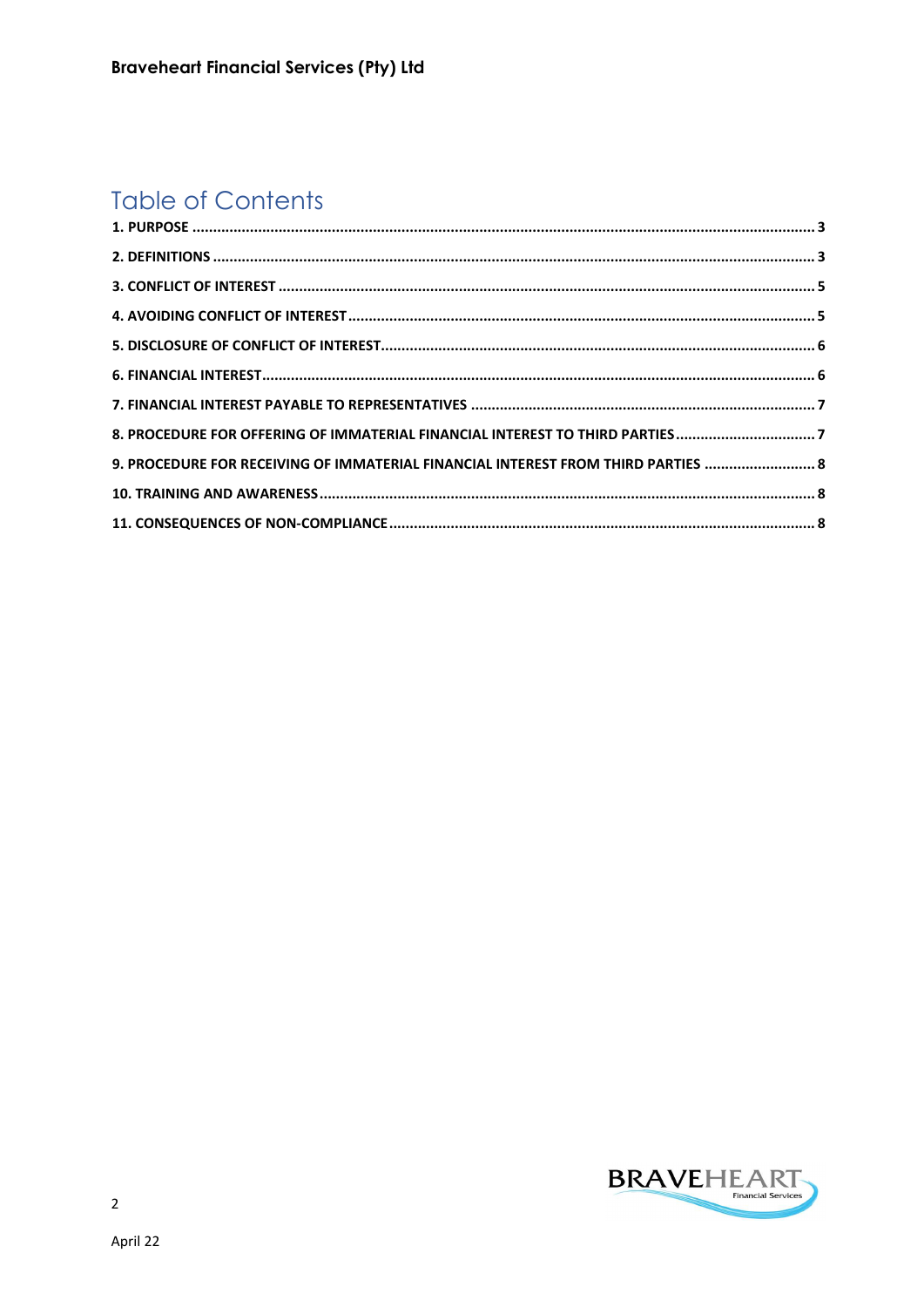# Table of Contents

1. PURPOSE ........................................................................................................................................ 3

2. DEFINITIONS .................................................................................................................................. 3

3. CONFLICT OF INTEREST ................................................................................................................. 5

4. AVOIDING CONFLICT OF INTEREST ................................................................................................ 5

5. DISCLOSURE OF CONFLICT OF INTEREST......................................................................................... 6

6. FINANCIAL INTEREST..................................................................................................................... 6

7. FINANCIAL INTEREST PAYABLE TO REPRESENTATIVES ................................................................... 7

8. PROCEDURE FOR OFFERING OF IMMATERIAL FINANCIAL INTEREST TO THIRD PARTIES .................................. 7

9. PROCEDURE FOR RECEIVING OF IMMATERIAL FINANCIAL INTEREST FROM THIRD PARTIES ........................... 8

10. TRAINING AND AWARENESS ........................................................................................................ 8

11. CONSEQUENCES OF NON-COMPLIANCE ....................................................................................... 8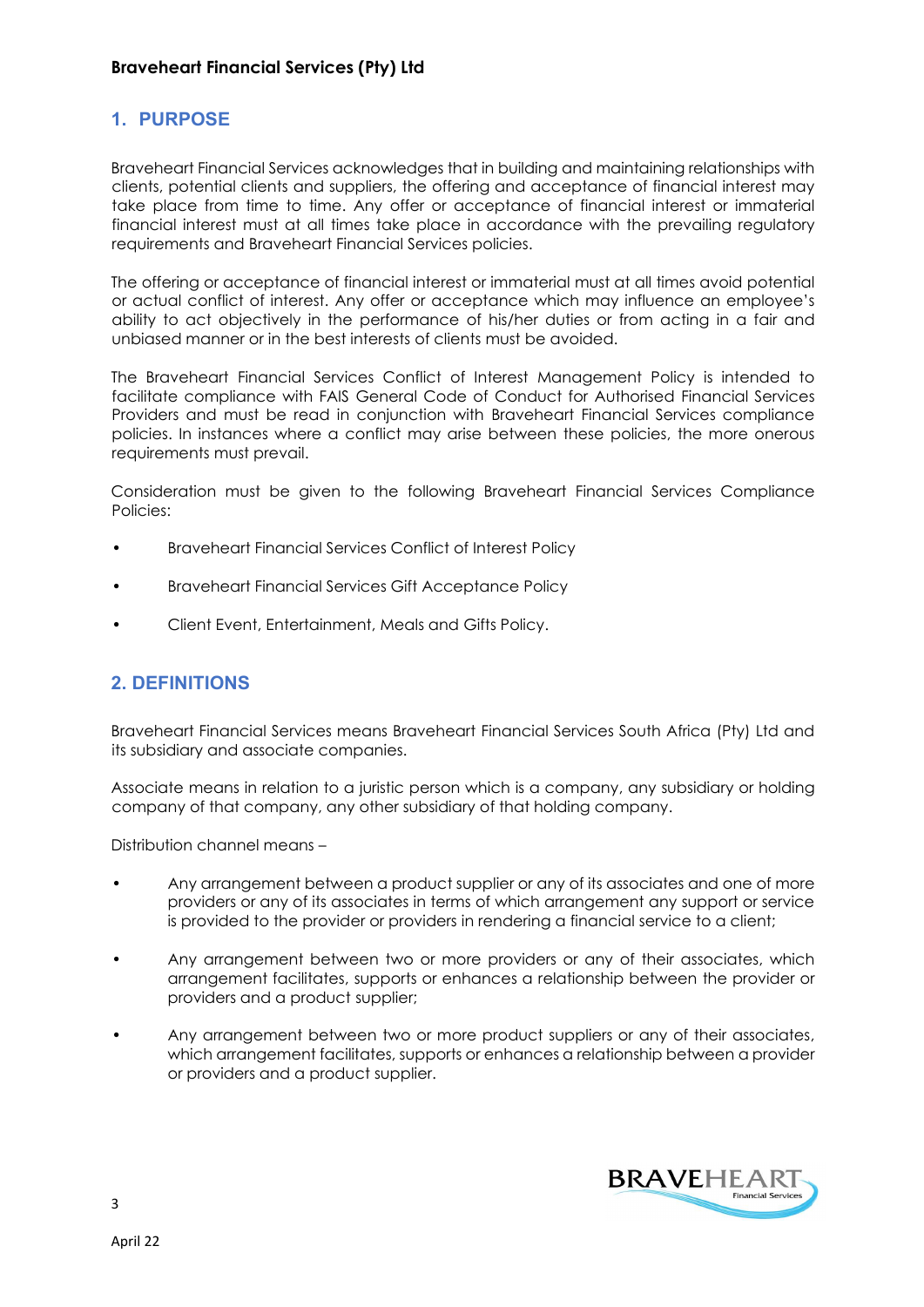## 1. PURPOSE

Braveheart Financial Services acknowledges that in building and maintaining relationships with clients, potential clients and suppliers, the offering and acceptance of financial interest may take place from time to time. Any offer or acceptance of financial interest or immaterial financial interest must at all times take place in accordance with the prevailing regulatory requirements and Braveheart Financial Services policies.

The offering or acceptance of financial interest or immaterial must at all times avoid potential or actual conflict of interest. Any offer or acceptance which may influence an employee's ability to act objectively in the performance of his/her duties or from acting in a fair and unbiased manner or in the best interests of clients must be avoided.

The Braveheart Financial Services Conflict of Interest Management Policy is intended to facilitate compliance with FAIS General Code of Conduct for Authorised Financial Services Providers and must be read in conjunction with Braveheart Financial Services compliance policies. In instances where a conflict may arise between these policies, the more onerous requirements must prevail.

Consideration must be given to the following Braveheart Financial Services Compliance Policies:

- Braveheart Financial Services Conflict of Interest Policy
- Braveheart Financial Services Gift Acceptance Policy
- Client Event, Entertainment, Meals and Gifts Policy.

## 2. DEFINITIONS

Braveheart Financial Services means Braveheart Financial Services South Africa (Pty) Ltd and its subsidiary and associate companies.

Associate means in relation to a juristic person which is a company, any subsidiary or holding company of that company, any other subsidiary of that holding company.

Distribution channel means –

- Any arrangement between a product supplier or any of its associates and one of more providers or any of its associates in terms of which arrangement any support or service is provided to the provider or providers in rendering a financial service to a client;
- Any arrangement between two or more providers or any of their associates, which arrangement facilitates, supports or enhances a relationship between the provider or providers and a product supplier;
- Any arrangement between two or more product suppliers or any of their associates, which arrangement facilitates, supports or enhances a relationship between a provider or providers and a product supplier.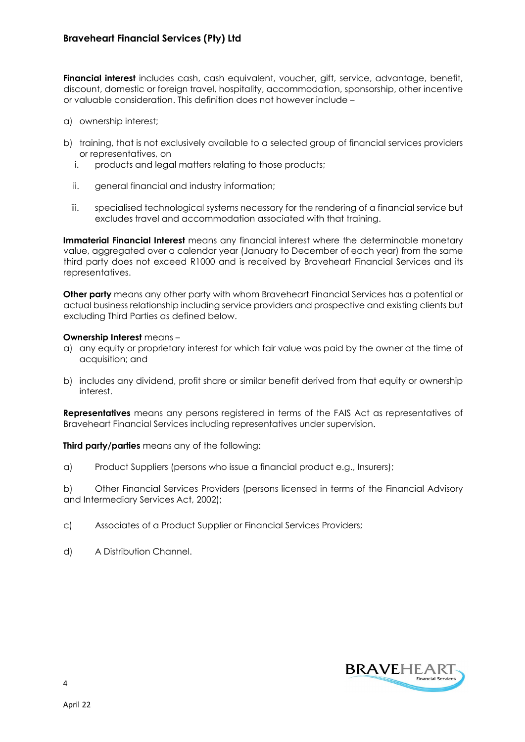**Financial interest** includes cash, cash equivalent, voucher, gift, service, advantage, benefit, discount, domestic or foreign travel, hospitality, accommodation, sponsorship, other incentive or valuable consideration. This definition does not however include –

a) ownership interest;

b) training, that is not exclusively available to a selected group of financial services providers or representatives, on
   1. products and legal matters relating to those products;
   2. general financial and industry information;
   3. specialised technological systems necessary for the rendering of a financial service but excludes travel and accommodation associated with that training.

**Immaterial Financial Interest** means any financial interest where the determinable monetary value, aggregated over a calendar year (January to December of each year) from the same third party does not exceed R1000 and is received by Braveheart Financial Services and its representatives.

**Other party** means any other party with whom Braveheart Financial Services has a potential or actual business relationship including service providers and prospective and existing clients but excluding Third Parties as defined below.

**Ownership Interest** means –

a) any equity or proprietary interest for which fair value was paid by the owner at the time of acquisition; and

b) includes any dividend, profit share or similar benefit derived from that equity or ownership interest.

**Representatives** means any persons registered in terms of the FAIS Act as representatives of Braveheart Financial Services including representatives under supervision.

**Third party/parties** means any of the following:

a) Product Suppliers (persons who issue a financial product e.g., Insurers);

b) Other Financial Services Providers (persons licensed in terms of the Financial Advisory and Intermediary Services Act, 2002);

c) Associates of a Product Supplier or Financial Services Providers;

d) A Distribution Channel.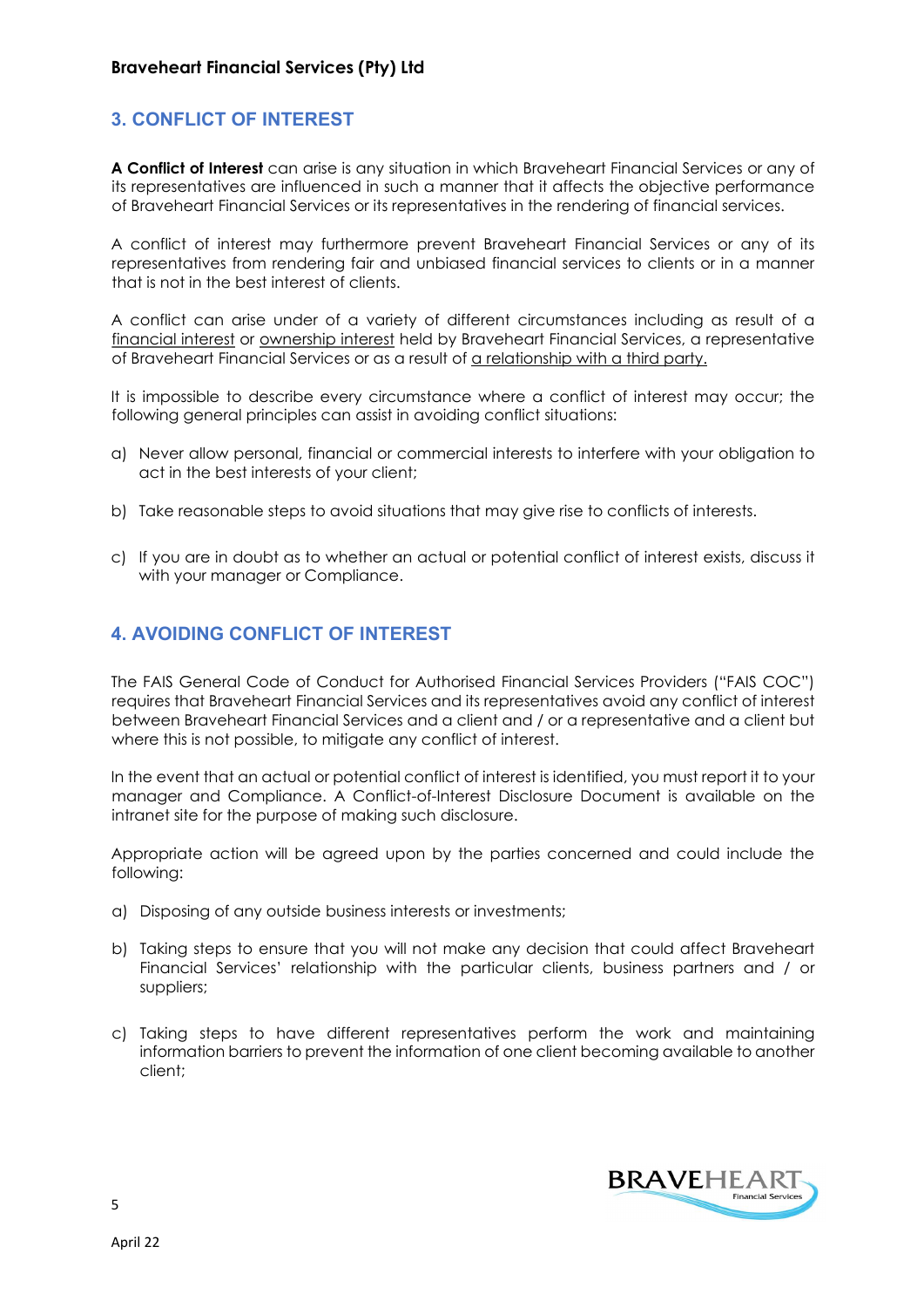## 3. CONFLICT OF INTEREST

**A Conflict of Interest** can arise is any situation in which Braveheart Financial Services or any of its representatives are influenced in such a manner that it affects the objective performance of Braveheart Financial Services or its representatives in the rendering of financial services.

A conflict of interest may furthermore prevent Braveheart Financial Services or any of its representatives from rendering fair and unbiased financial services to clients or in a manner that is not in the best interest of clients.

A conflict can arise under of a variety of different circumstances including as result of a financial interest or ownership interest held by Braveheart Financial Services, a representative of Braveheart Financial Services or as a result of a relationship with a third party.

It is impossible to describe every circumstance where a conflict of interest may occur; the following general principles can assist in avoiding conflict situations:

a) Never allow personal, financial or commercial interests to interfere with your obligation to act in the best interests of your client;

b) Take reasonable steps to avoid situations that may give rise to conflicts of interests.

c) If you are in doubt as to whether an actual or potential conflict of interest exists, discuss it with your manager or Compliance.

## 4. AVOIDING CONFLICT OF INTEREST

The FAIS General Code of Conduct for Authorised Financial Services Providers ("FAIS COC") requires that Braveheart Financial Services and its representatives avoid any conflict of interest between Braveheart Financial Services and a client and / or a representative and a client but where this is not possible, to mitigate any conflict of interest.

In the event that an actual or potential conflict of interest is identified, you must report it to your manager and Compliance. A Conflict-of-Interest Disclosure Document is available on the intranet site for the purpose of making such disclosure.

Appropriate action will be agreed upon by the parties concerned and could include the following:

a) Disposing of any outside business interests or investments;

b) Taking steps to ensure that you will not make any decision that could affect Braveheart Financial Services' relationship with the particular clients, business partners and / or suppliers;

c) Taking steps to have different representatives perform the work and maintaining information barriers to prevent the information of one client becoming available to another client;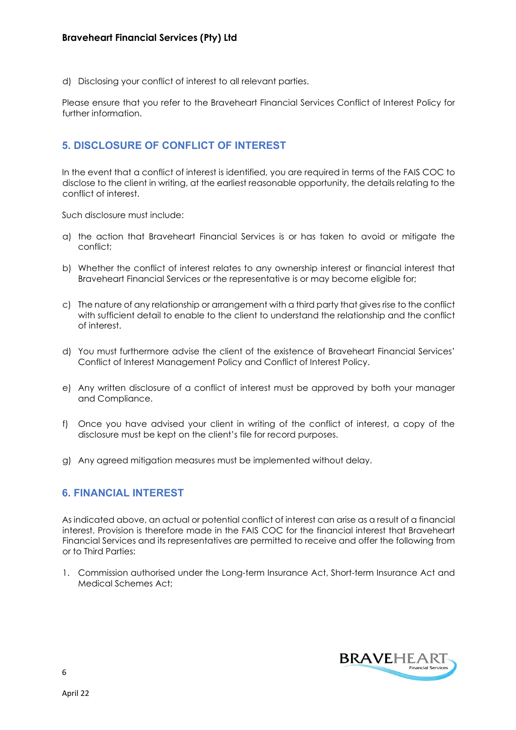d) Disclosing your conflict of interest to all relevant parties.

Please ensure that you refer to the Braveheart Financial Services Conflict of Interest Policy for further information.

## 5. DISCLOSURE OF CONFLICT OF INTEREST

In the event that a conflict of interest is identified, you are required in terms of the FAIS COC to disclose to the client in writing, at the earliest reasonable opportunity, the details relating to the conflict of interest.

Such disclosure must include:

a) the action that Braveheart Financial Services is or has taken to avoid or mitigate the conflict;

b) Whether the conflict of interest relates to any ownership interest or financial interest that Braveheart Financial Services or the representative is or may become eligible for;

c) The nature of any relationship or arrangement with a third party that gives rise to the conflict with sufficient detail to enable to the client to understand the relationship and the conflict of interest.

d) You must furthermore advise the client of the existence of Braveheart Financial Services' Conflict of Interest Management Policy and Conflict of Interest Policy.

e) Any written disclosure of a conflict of interest must be approved by both your manager and Compliance.

f) Once you have advised your client in writing of the conflict of interest, a copy of the disclosure must be kept on the client's file for record purposes.

g) Any agreed mitigation measures must be implemented without delay.

## 6. FINANCIAL INTEREST

As indicated above, an actual or potential conflict of interest can arise as a result of a financial interest. Provision is therefore made in the FAIS COC for the financial interest that Braveheart Financial Services and its representatives are permitted to receive and offer the following from or to Third Parties:

1. Commission authorised under the Long-term Insurance Act, Short-term Insurance Act and Medical Schemes Act;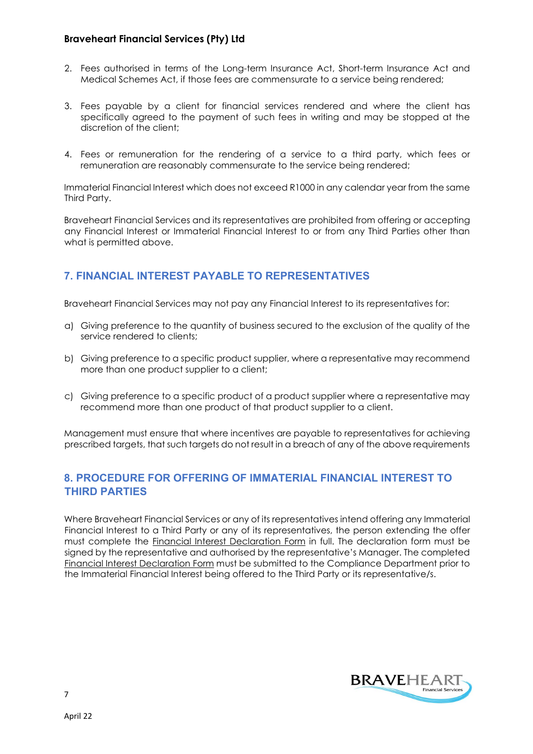2. Fees authorised in terms of the Long-term Insurance Act, Short-term Insurance Act and Medical Schemes Act, if those fees are commensurate to a service being rendered;

3. Fees payable by a client for financial services rendered and where the client has specifically agreed to the payment of such fees in writing and may be stopped at the discretion of the client;

4. Fees or remuneration for the rendering of a service to a third party, which fees or remuneration are reasonably commensurate to the service being rendered;

Immaterial Financial Interest which does not exceed R1000 in any calendar year from the same Third Party.

Braveheart Financial Services and its representatives are prohibited from offering or accepting any Financial Interest or Immaterial Financial Interest to or from any Third Parties other than what is permitted above.

## 7. FINANCIAL INTEREST PAYABLE TO REPRESENTATIVES

Braveheart Financial Services may not pay any Financial Interest to its representatives for:

a) Giving preference to the quantity of business secured to the exclusion of the quality of the service rendered to clients;

b) Giving preference to a specific product supplier, where a representative may recommend more than one product supplier to a client;

c) Giving preference to a specific product of a product supplier where a representative may recommend more than one product of that product supplier to a client.

Management must ensure that where incentives are payable to representatives for achieving prescribed targets, that such targets do not result in a breach of any of the above requirements

## 8. PROCEDURE FOR OFFERING OF IMMATERIAL FINANCIAL INTEREST TO THIRD PARTIES

Where Braveheart Financial Services or any of its representatives intend offering any Immaterial Financial Interest to a Third Party or any of its representatives, the person extending the offer must complete the Financial Interest Declaration Form in full. The declaration form must be signed by the representative and authorised by the representative's Manager. The completed Financial Interest Declaration Form must be submitted to the Compliance Department prior to the Immaterial Financial Interest being offered to the Third Party or its representative/s.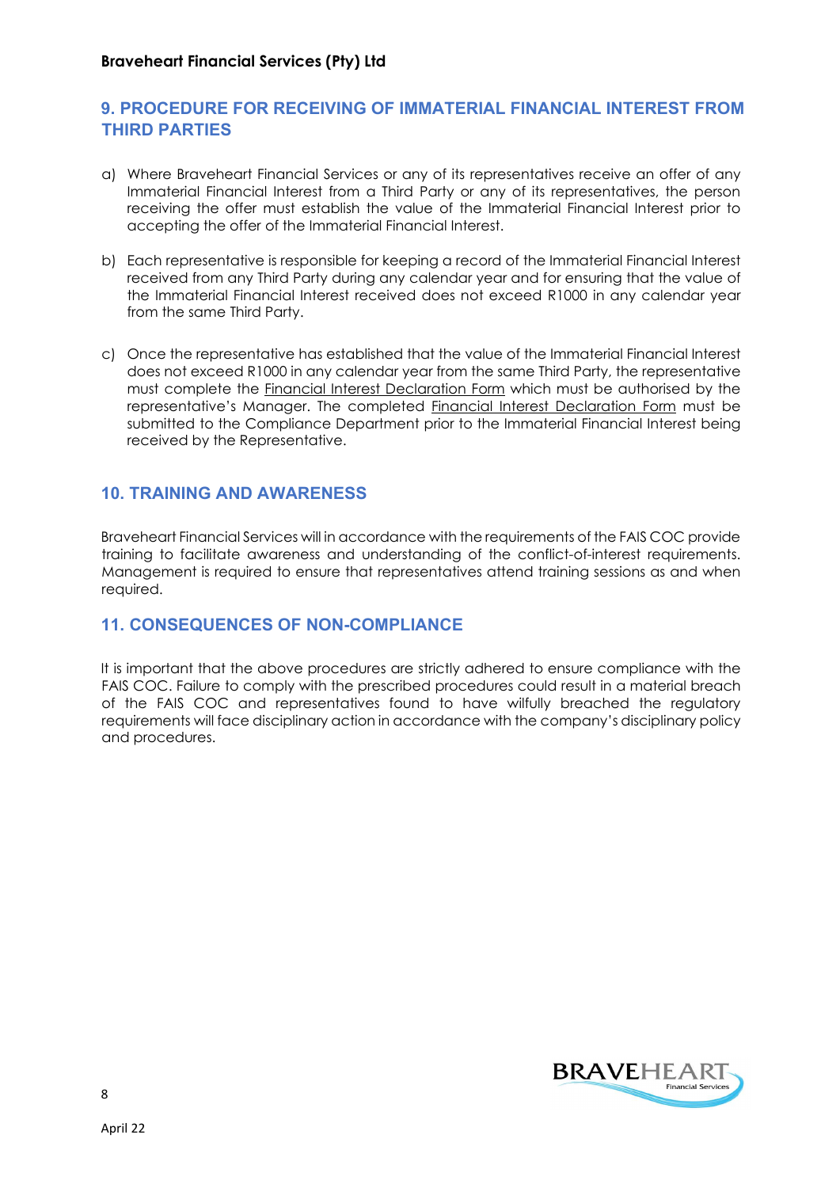## 9. PROCEDURE FOR RECEIVING OF IMMATERIAL FINANCIAL INTEREST FROM THIRD PARTIES

a) Where Braveheart Financial Services or any of its representatives receive an offer of any Immaterial Financial Interest from a Third Party or any of its representatives, the person receiving the offer must establish the value of the Immaterial Financial Interest prior to accepting the offer of the Immaterial Financial Interest.

b) Each representative is responsible for keeping a record of the Immaterial Financial Interest received from any Third Party during any calendar year and for ensuring that the value of the Immaterial Financial Interest received does not exceed R1000 in any calendar year from the same Third Party.

c) Once the representative has established that the value of the Immaterial Financial Interest does not exceed R1000 in any calendar year from the same Third Party, the representative must complete the Financial Interest Declaration Form which must be authorised by the representative's Manager. The completed Financial Interest Declaration Form must be submitted to the Compliance Department prior to the Immaterial Financial Interest being received by the Representative.

## 10. TRAINING AND AWARENESS

Braveheart Financial Services will in accordance with the requirements of the FAIS COC provide training to facilitate awareness and understanding of the conflict-of-interest requirements. Management is required to ensure that representatives attend training sessions as and when required.

## 11. CONSEQUENCES OF NON-COMPLIANCE

It is important that the above procedures are strictly adhered to ensure compliance with the FAIS COC. Failure to comply with the prescribed procedures could result in a material breach of the FAIS COC and representatives found to have wilfully breached the regulatory requirements will face disciplinary action in accordance with the company's disciplinary policy and procedures.